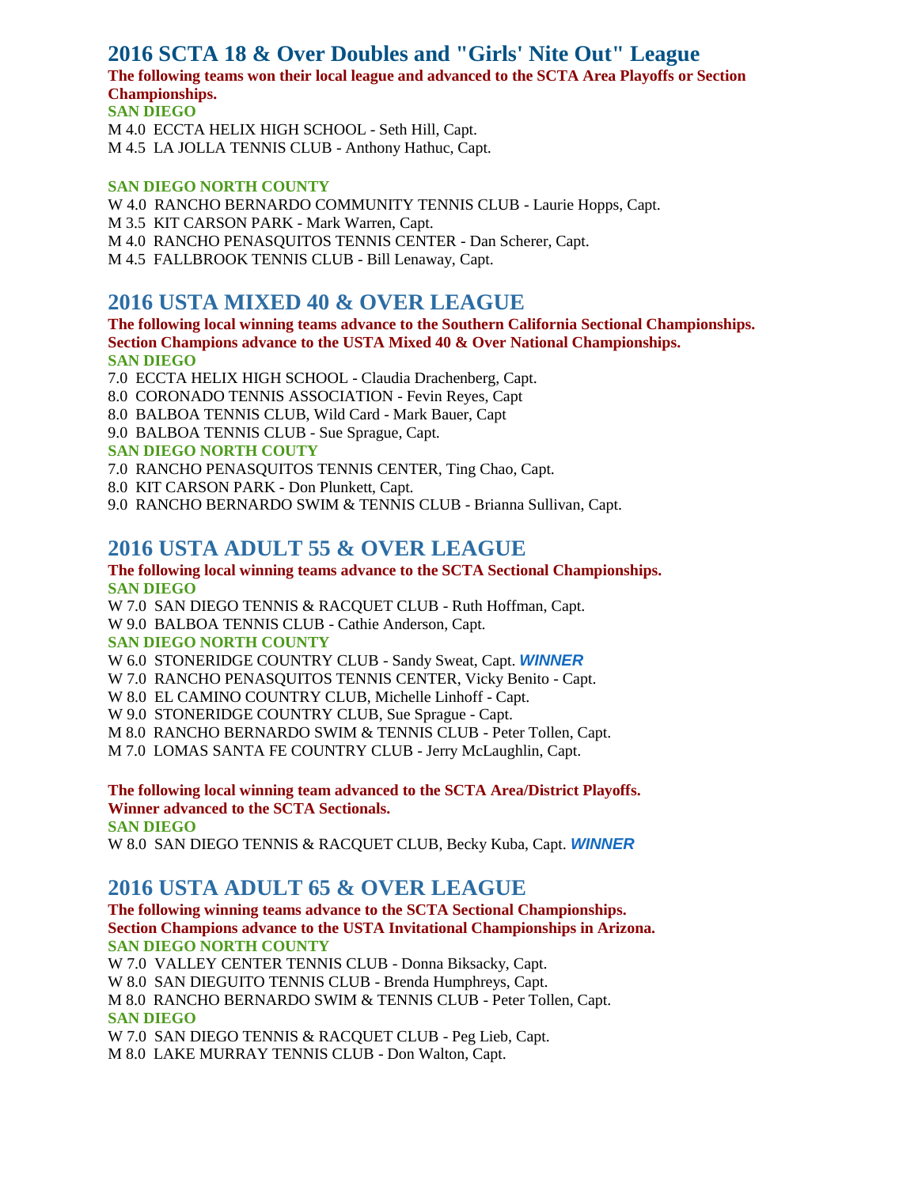## 2016 SCTA 18 & Over Doubles and "Girls' Nite Out" League

**The following teams won their local league and advanced to the SCTA Area Playoffs or Section Championships.**

**SAN DIEGO**

M 4.0 ECCTA HELIX HIGH SCHOOL - Seth Hill, Capt.
M 4.5 LA JOLLA TENNIS CLUB - Anthony Hathuc, Capt.

**SAN DIEGO NORTH COUNTY**

W 4.0 RANCHO BERNARDO COMMUNITY TENNIS CLUB - Laurie Hopps, Capt.
M 3.5 KIT CARSON PARK - Mark Warren, Capt.
M 4.0 RANCHO PENASQUITOS TENNIS CENTER - Dan Scherer, Capt.
M 4.5 FALLBROOK TENNIS CLUB - Bill Lenaway, Capt.

## 2016 USTA MIXED 40 & OVER LEAGUE

**The following local winning teams advance to the Southern California Sectional Championships. Section Champions advance to the USTA Mixed 40 & Over National Championships.**

**SAN DIEGO**

7.0 ECCTA HELIX HIGH SCHOOL - Claudia Drachenberg, Capt.
8.0 CORONADO TENNIS ASSOCIATION - Fevin Reyes, Capt
8.0 BALBOA TENNIS CLUB, Wild Card - Mark Bauer, Capt
9.0 BALBOA TENNIS CLUB - Sue Sprague, Capt.

**SAN DIEGO NORTH COUTY**

7.0 RANCHO PENASQUITOS TENNIS CENTER, Ting Chao, Capt.
8.0 KIT CARSON PARK - Don Plunkett, Capt.
9.0 RANCHO BERNARDO SWIM & TENNIS CLUB - Brianna Sullivan, Capt.

## 2016 USTA ADULT 55 & OVER LEAGUE

**The following local winning teams advance to the SCTA Sectional Championships.**

**SAN DIEGO**

W 7.0 SAN DIEGO TENNIS & RACQUET CLUB - Ruth Hoffman, Capt.
W 9.0 BALBOA TENNIS CLUB - Cathie Anderson, Capt.

**SAN DIEGO NORTH COUNTY**

W 6.0 STONERIDGE COUNTRY CLUB - Sandy Sweat, Capt. ***WINNER***
W 7.0 RANCHO PENASQUITOS TENNIS CENTER, Vicky Benito - Capt.
W 8.0 EL CAMINO COUNTRY CLUB, Michelle Linhoff - Capt.
W 9.0 STONERIDGE COUNTRY CLUB, Sue Sprague - Capt.
M 8.0 RANCHO BERNARDO SWIM & TENNIS CLUB - Peter Tollen, Capt.
M 7.0 LOMAS SANTA FE COUNTRY CLUB - Jerry McLaughlin, Capt.

**The following local winning team advanced to the SCTA Area/District Playoffs. Winner advanced to the SCTA Sectionals.**

**SAN DIEGO**

W 8.0 SAN DIEGO TENNIS & RACQUET CLUB, Becky Kuba, Capt. ***WINNER***

## 2016 USTA ADULT 65 & OVER LEAGUE

**The following winning teams advance to the SCTA Sectional Championships. Section Champions advance to the USTA Invitational Championships in Arizona.**

**SAN DIEGO NORTH COUNTY**

W 7.0 VALLEY CENTER TENNIS CLUB - Donna Biksacky, Capt.
W 8.0 SAN DIEGUITO TENNIS CLUB - Brenda Humphreys, Capt.
M 8.0 RANCHO BERNARDO SWIM & TENNIS CLUB - Peter Tollen, Capt.

**SAN DIEGO**

W 7.0 SAN DIEGO TENNIS & RACQUET CLUB - Peg Lieb, Capt.
M 8.0 LAKE MURRAY TENNIS CLUB - Don Walton, Capt.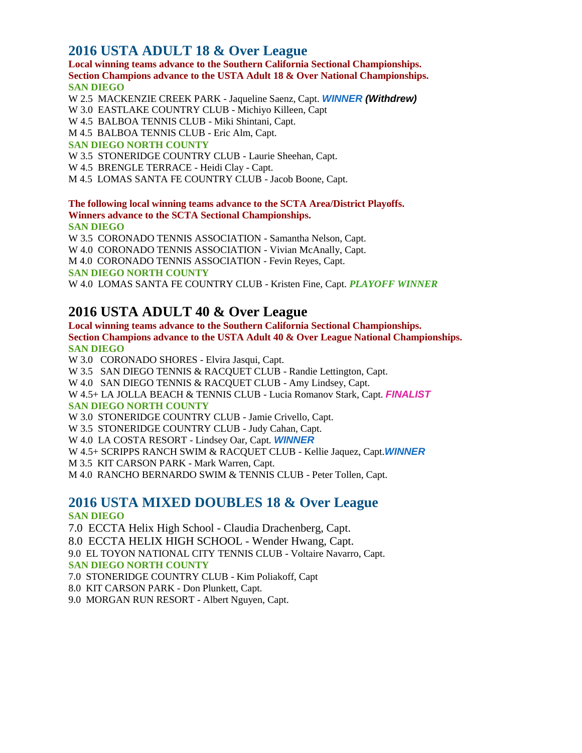## 2016 USTA ADULT 18 & Over League

**Local winning teams advance to the Southern California Sectional Championships.**
**Section Champions advance to the USTA Adult 18 & Over National Championships.**

**SAN DIEGO**

W 2.5 MACKENZIE CREEK PARK - Jaqueline Saenz, Capt. ***WINNER*** ***(Withdrew)***
W 3.0 EASTLAKE COUNTRY CLUB - Michiyo Killeen, Capt
W 4.5 BALBOA TENNIS CLUB - Miki Shintani, Capt.
M 4.5 BALBOA TENNIS CLUB - Eric Alm, Capt.

**SAN DIEGO NORTH COUNTY**

W 3.5 STONERIDGE COUNTRY CLUB - Laurie Sheehan, Capt.
W 4.5 BRENGLE TERRACE - Heidi Clay - Capt.
M 4.5 LOMAS SANTA FE COUNTRY CLUB - Jacob Boone, Capt.

**The following local winning teams advance to the SCTA Area/District Playoffs.**
**Winners advance to the SCTA Sectional Championships.**

**SAN DIEGO**

W 3.5 CORONADO TENNIS ASSOCIATION - Samantha Nelson, Capt.
W 4.0 CORONADO TENNIS ASSOCIATION - Vivian McAnally, Capt.
M 4.0 CORONADO TENNIS ASSOCIATION - Fevin Reyes, Capt.

**SAN DIEGO NORTH COUNTY**

W 4.0 LOMAS SANTA FE COUNTRY CLUB - Kristen Fine, Capt. ***PLAYOFF WINNER***

## 2016 USTA ADULT 40 & Over League

**Local winning teams advance to the Southern California Sectional Championships.**
**Section Champions advance to the USTA Adult 40 & Over League National Championships.**

**SAN DIEGO**

W 3.0 CORONADO SHORES - Elvira Jasqui, Capt.
W 3.5 SAN DIEGO TENNIS & RACQUET CLUB - Randie Lettington, Capt.
W 4.0 SAN DIEGO TENNIS & RACQUET CLUB - Amy Lindsey, Capt.
W 4.5+ LA JOLLA BEACH & TENNIS CLUB - Lucia Romanov Stark, Capt. ***FINALIST***

**SAN DIEGO NORTH COUNTY**

W 3.0 STONERIDGE COUNTRY CLUB - Jamie Crivello, Capt.
W 3.5 STONERIDGE COUNTRY CLUB - Judy Cahan, Capt.
W 4.0 LA COSTA RESORT - Lindsey Oar, Capt. ***WINNER***
W 4.5+ SCRIPPS RANCH SWIM & RACQUET CLUB - Kellie Jaquez, Capt.***WINNER***
M 3.5 KIT CARSON PARK - Mark Warren, Capt.
M 4.0 RANCHO BERNARDO SWIM & TENNIS CLUB - Peter Tollen, Capt.

## 2016 USTA MIXED DOUBLES 18 & Over League

**SAN DIEGO**

7.0 ECCTA Helix High School - Claudia Drachenberg, Capt.
8.0 ECCTA HELIX HIGH SCHOOL - Wender Hwang, Capt.
9.0 EL TOYON NATIONAL CITY TENNIS CLUB - Voltaire Navarro, Capt.

**SAN DIEGO NORTH COUNTY**

7.0 STONERIDGE COUNTRY CLUB - Kim Poliakoff, Capt
8.0 KIT CARSON PARK - Don Plunkett, Capt.
9.0 MORGAN RUN RESORT - Albert Nguyen, Capt.